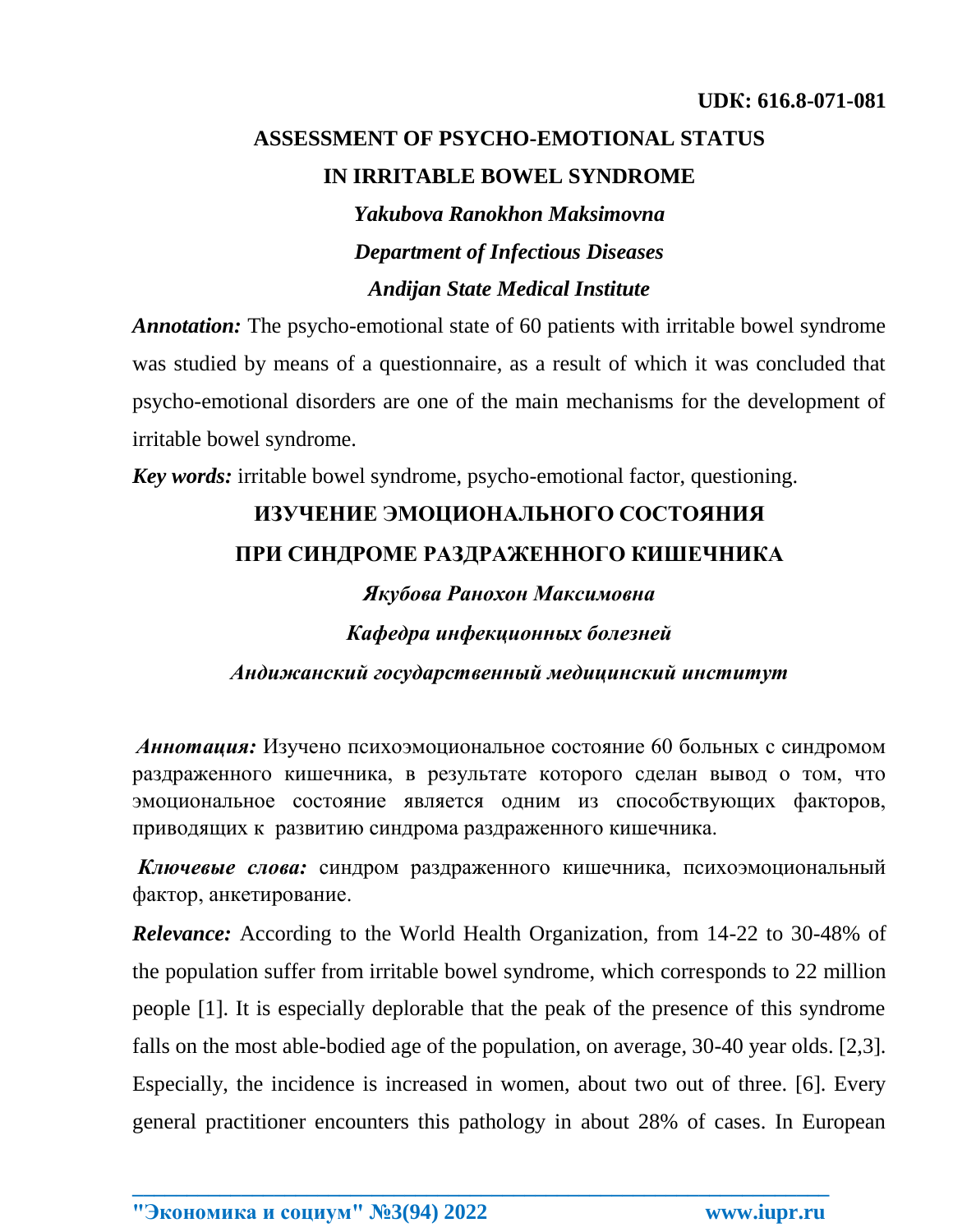**UDK: 616.8-071-081**

# ASSESSMENT OF PSYCHO-EMOTIONAL STATUS IN IRRITABLE BOWEL SYNDROME

***Yakubova Ranokhon Maksimovna***

***Department of Infectious Diseases***

***Andijan State Medical Institute***

***Annotation:*** The psycho-emotional state of 60 patients with irritable bowel syndrome was studied by means of a questionnaire, as a result of which it was concluded that psycho-emotional disorders are one of the main mechanisms for the development of irritable bowel syndrome.

***Key words:*** irritable bowel syndrome, psycho-emotional factor, questioning.

# ИЗУЧЕНИЕ ЭМОЦИОНАЛЬНОГО СОСТОЯНИЯ ПРИ СИНДРОМЕ РАЗДРАЖЕННОГО КИШЕЧНИКА

***Якубова Ранохон Максимовна***

***Кафедра инфекционных болезней***

***Андижанский государственный медицинский институт***

***Аннотация:*** Изучено психоэмоциональное состояние 60 больных с синдромом раздраженного кишечника, в результате которого сделан вывод о том, что эмоциональное состояние является одним из способствующих факторов, приводящих к развитию синдрома раздраженного кишечника.

***Ключевые слова:*** синдром раздраженного кишечника, психоэмоциональный фактор, анкетирование.

***Relevance:*** According to the World Health Organization, from 14-22 to 30-48% of the population suffer from irritable bowel syndrome, which corresponds to 22 million people [1]. It is especially deplorable that the peak of the presence of this syndrome falls on the most able-bodied age of the population, on average, 30-40 year olds. [2,3]. Especially, the incidence is increased in women, about two out of three. [6]. Every general practitioner encounters this pathology in about 28% of cases. In European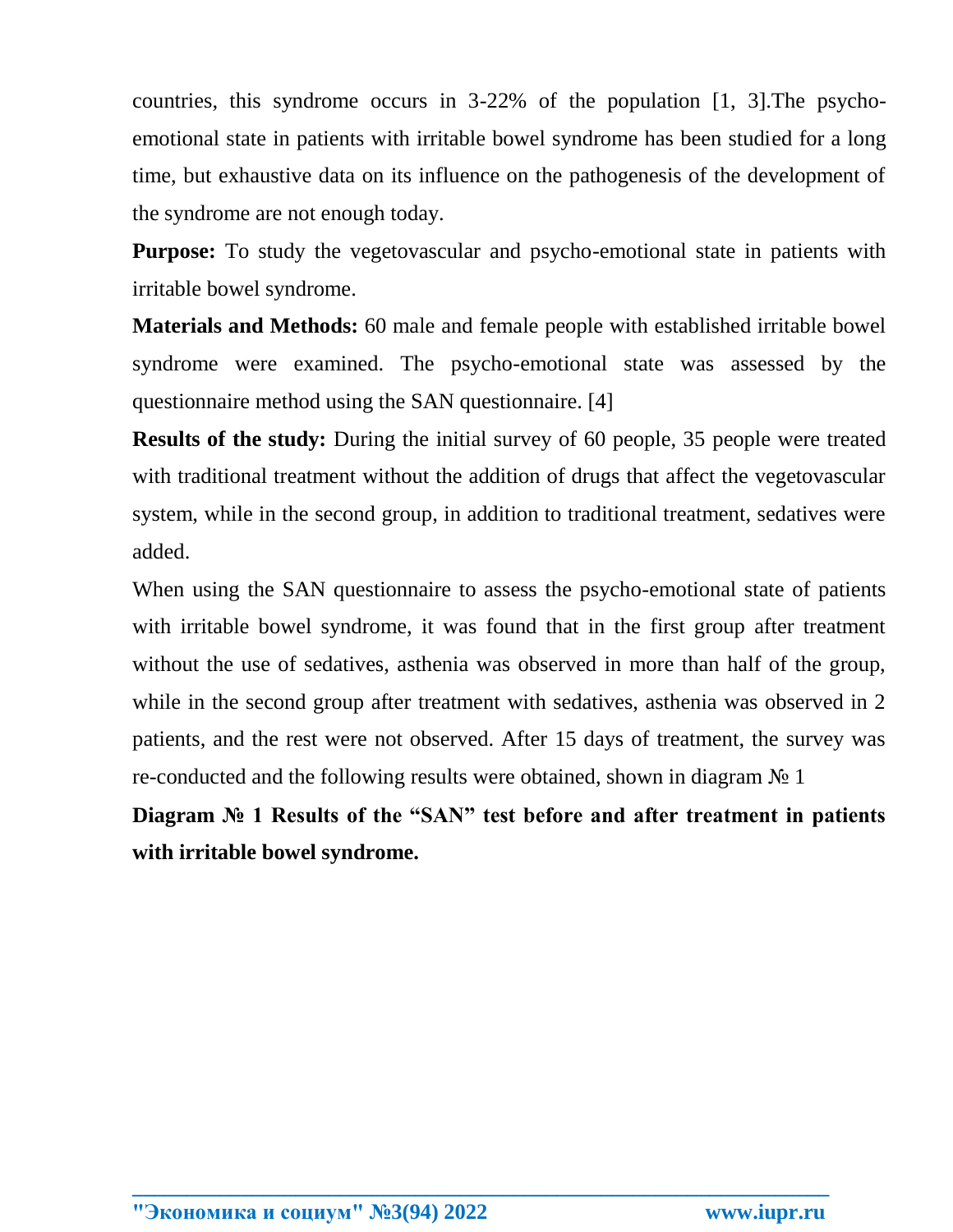countries, this syndrome occurs in 3-22% of the population [1, 3].The psycho-emotional state in patients with irritable bowel syndrome has been studied for a long time, but exhaustive data on its influence on the pathogenesis of the development of the syndrome are not enough today.

**Purpose:** To study the vegetovascular and psycho-emotional state in patients with irritable bowel syndrome.

**Materials and Methods:** 60 male and female people with established irritable bowel syndrome were examined. The psycho-emotional state was assessed by the questionnaire method using the SAN questionnaire. [4]

**Results of the study:** During the initial survey of 60 people, 35 people were treated with traditional treatment without the addition of drugs that affect the vegetovascular system, while in the second group, in addition to traditional treatment, sedatives were added.

When using the SAN questionnaire to assess the psycho-emotional state of patients with irritable bowel syndrome, it was found that in the first group after treatment without the use of sedatives, asthenia was observed in more than half of the group, while in the second group after treatment with sedatives, asthenia was observed in 2 patients, and the rest were not observed. After 15 days of treatment, the survey was re-conducted and the following results were obtained, shown in diagram № 1

**Diagram № 1 Results of the "SAN" test before and after treatment in patients with irritable bowel syndrome.**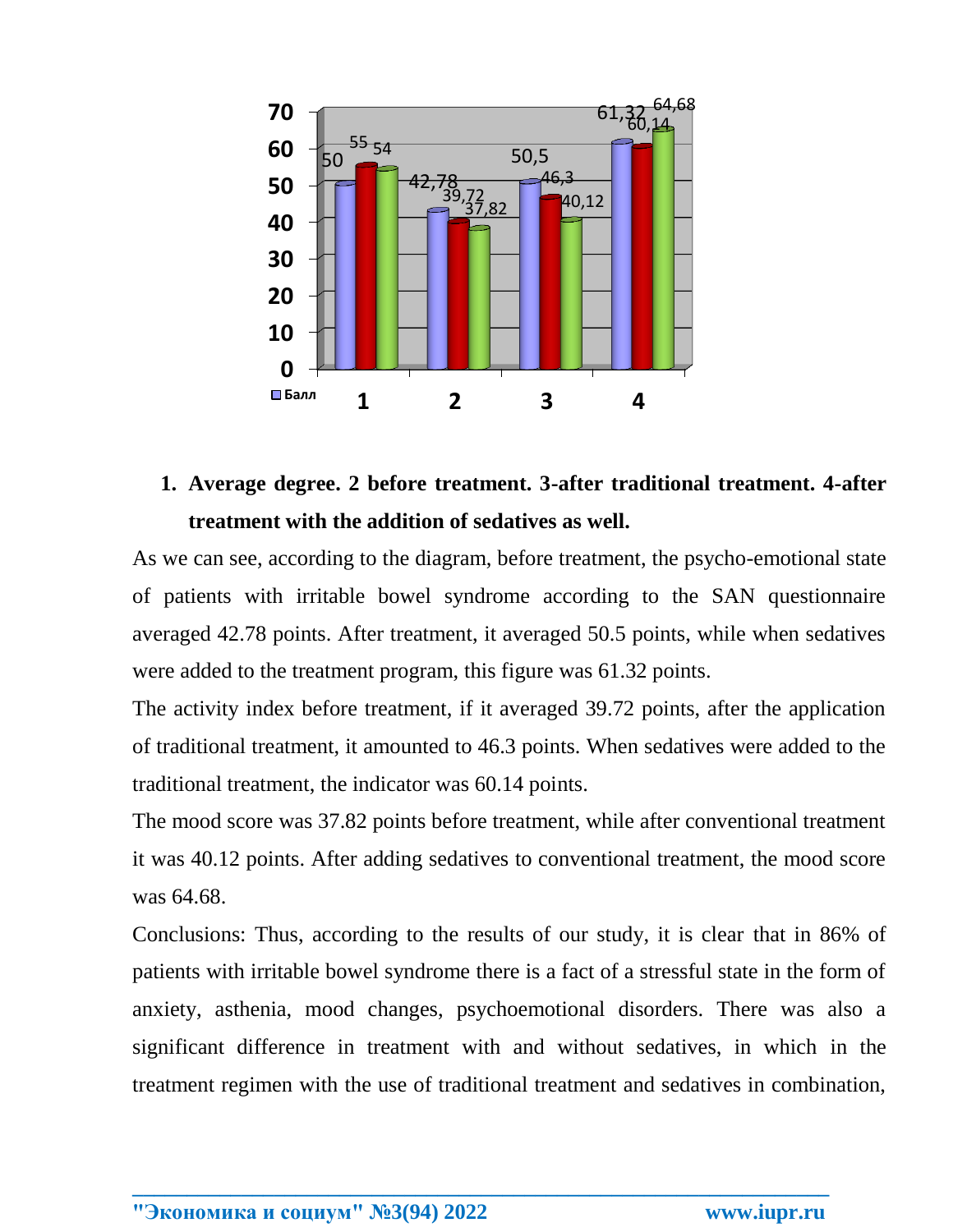1. **Average degree. 2 before treatment. 3-after traditional treatment. 4-after treatment with the addition of sedatives as well.**

As we can see, according to the diagram, before treatment, the psycho-emotional state of patients with irritable bowel syndrome according to the SAN questionnaire averaged 42.78 points. After treatment, it averaged 50.5 points, while when sedatives were added to the treatment program, this figure was 61.32 points.

The activity index before treatment, if it averaged 39.72 points, after the application of traditional treatment, it amounted to 46.3 points. When sedatives were added to the traditional treatment, the indicator was 60.14 points.

The mood score was 37.82 points before treatment, while after conventional treatment it was 40.12 points. After adding sedatives to conventional treatment, the mood score was 64.68.

Conclusions: Thus, according to the results of our study, it is clear that in 86% of patients with irritable bowel syndrome there is a fact of a stressful state in the form of anxiety, asthenia, mood changes, psychoemotional disorders. There was also a significant difference in treatment with and without sedatives, in which in the treatment regimen with the use of traditional treatment and sedatives in combination,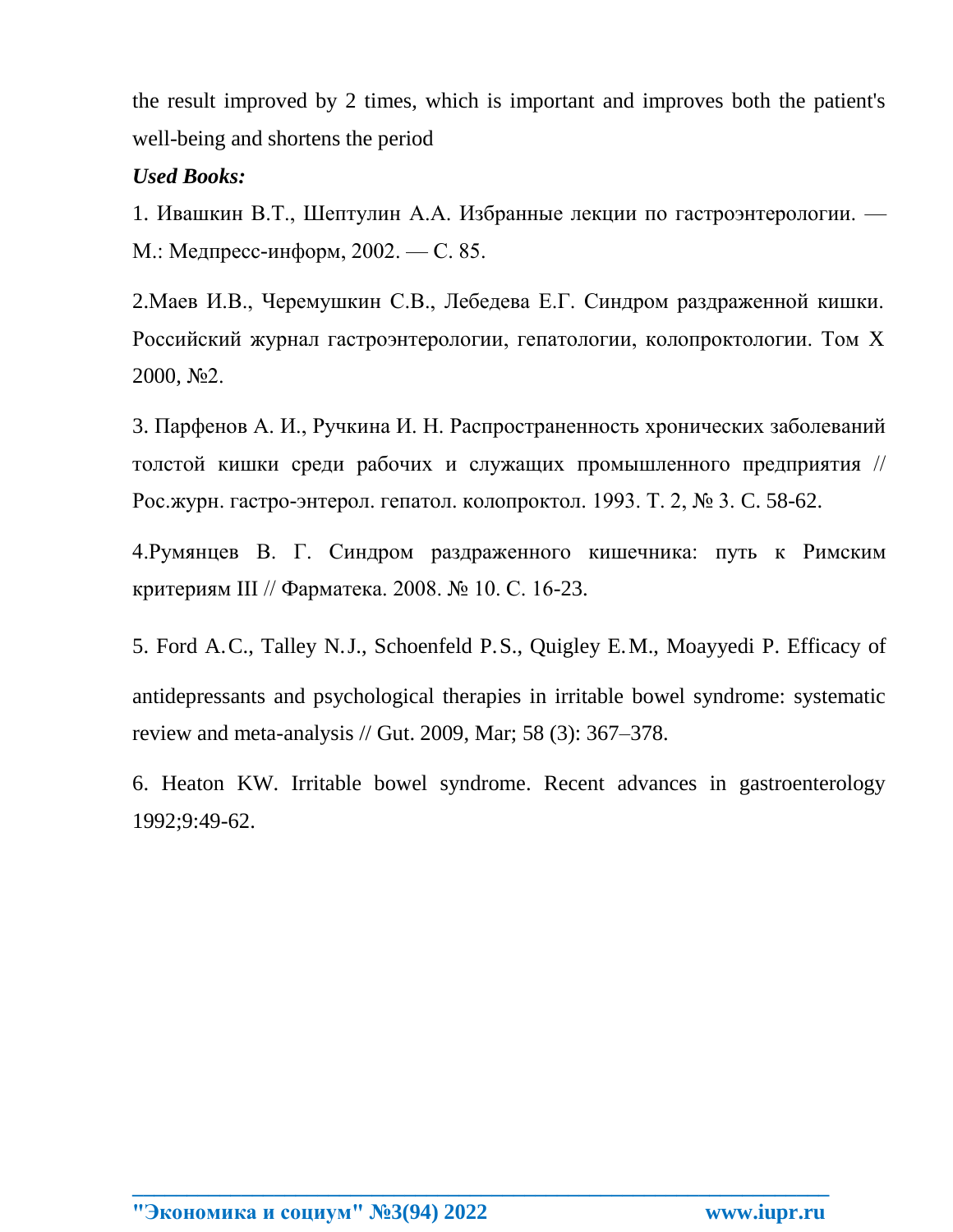the result improved by 2 times, which is important and improves both the patient's well-being and shortens the period

***Used Books:***

1. Ивашкин В.Т., Шептулин А.А. Избранные лекции по гастроэнтерологии. — М.: Медпресс-информ, 2002. — С. 85.

2.Маев И.В., Черемушкин С.В., Лебедева Е.Г. Синдром раздраженной кишки. Российский журнал гастроэнтерологии, гепатологии, колопроктологии. Том X 2000, №2.

3. Парфенов А. И., Ручкина И. Н. Распространенность хронических заболеваний толстой кишки среди рабочих и служащих промышленного предприятия // Рос.журн. гастро-энтерол. гепатол. колопроктол. 1993. Т. 2, № 3. С. 58-62.

4.Румянцев В. Г. Синдром раздраженного кишечника: путь к Римским критериям III // Фарматека. 2008. № 10. С. 16-23.

5. Ford A.C., Talley N.J., Schoenfeld P.S., Quigley E.M., Moayyedi P. Efficacy of antidepressants and psychological therapies in irritable bowel syndrome: systematic review and meta-analysis // Gut. 2009, Mar; 58 (3): 367–378.

6. Heaton KW. Irritable bowel syndrome. Recent advances in gastroenterology 1992;9:49-62.